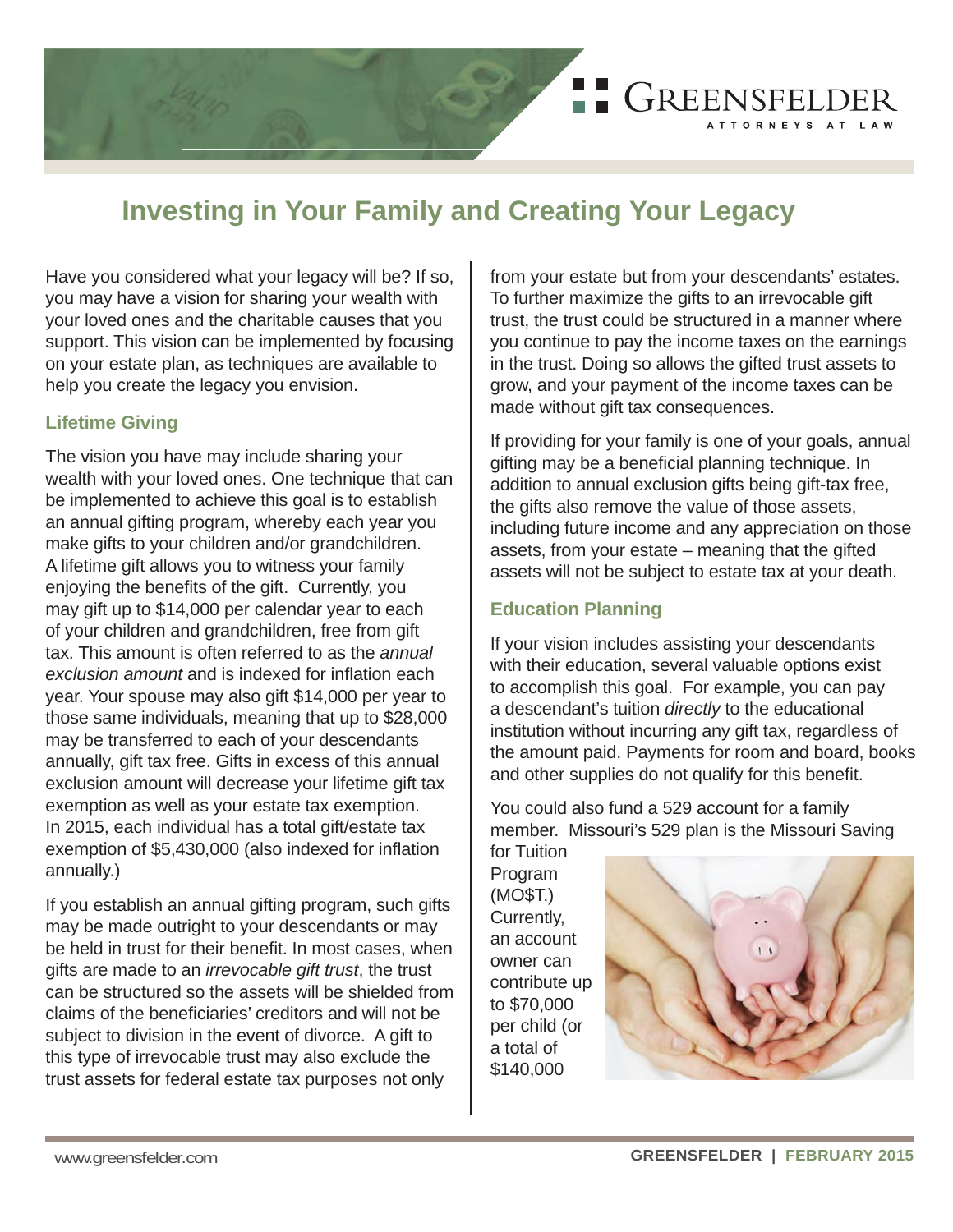# Investing in Your Family and Creating Your Legacy

Have you considered what your legacy will be? If so, you may have a vision for sharing your wealth with your loved ones and the charitable causes that you support. This vision can be implemented by focusing on your estate plan, as techniques are available to help you create the legacy you envision.

## Lifetime Giving

The vision you have may include sharing your wealth with your loved ones. One technique that can be implemented to achieve this goal is to establish an annual gifting program, whereby each year you make gifts to your children and/or grandchildren. A lifetime gift allows you to witness your family enjoying the benefits of the gift. Currently, you may gift up to $14,000 per calendar year to each of your children and grandchildren, free from gift tax. This amount is often referred to as the *annual exclusion amount* and is indexed for inflation each year. Your spouse may also gift $14,000 per year to those same individuals, meaning that up to $28,000 may be transferred to each of your descendants annually, gift tax free. Gifts in excess of this annual exclusion amount will decrease your lifetime gift tax exemption as well as your estate tax exemption. In 2015, each individual has a total gift/estate tax exemption of $5,430,000 (also indexed for inflation annually.)

If you establish an annual gifting program, such gifts may be made outright to your descendants or may be held in trust for their benefit. In most cases, when gifts are made to an *irrevocable gift trust*, the trust can be structured so the assets will be shielded from claims of the beneficiaries' creditors and will not be subject to division in the event of divorce. A gift to this type of irrevocable trust may also exclude the trust assets for federal estate tax purposes not only from your estate but from your descendants' estates. To further maximize the gifts to an irrevocable gift trust, the trust could be structured in a manner where you continue to pay the income taxes on the earnings in the trust. Doing so allows the gifted trust assets to grow, and your payment of the income taxes can be made without gift tax consequences.

If providing for your family is one of your goals, annual gifting may be a beneficial planning technique. In addition to annual exclusion gifts being gift-tax free, the gifts also remove the value of those assets, including future income and any appreciation on those assets, from your estate – meaning that the gifted assets will not be subject to estate tax at your death.

## Education Planning

If your vision includes assisting your descendants with their education, several valuable options exist to accomplish this goal. For example, you can pay a descendant's tuition *directly* to the educational institution without incurring any gift tax, regardless of the amount paid. Payments for room and board, books and other supplies do not qualify for this benefit.

You could also fund a 529 account for a family member. Missouri's 529 plan is the Missouri Saving for Tuition Program (MO$T.) Currently, an account owner can contribute up to $70,000 per child (or a total of $140,000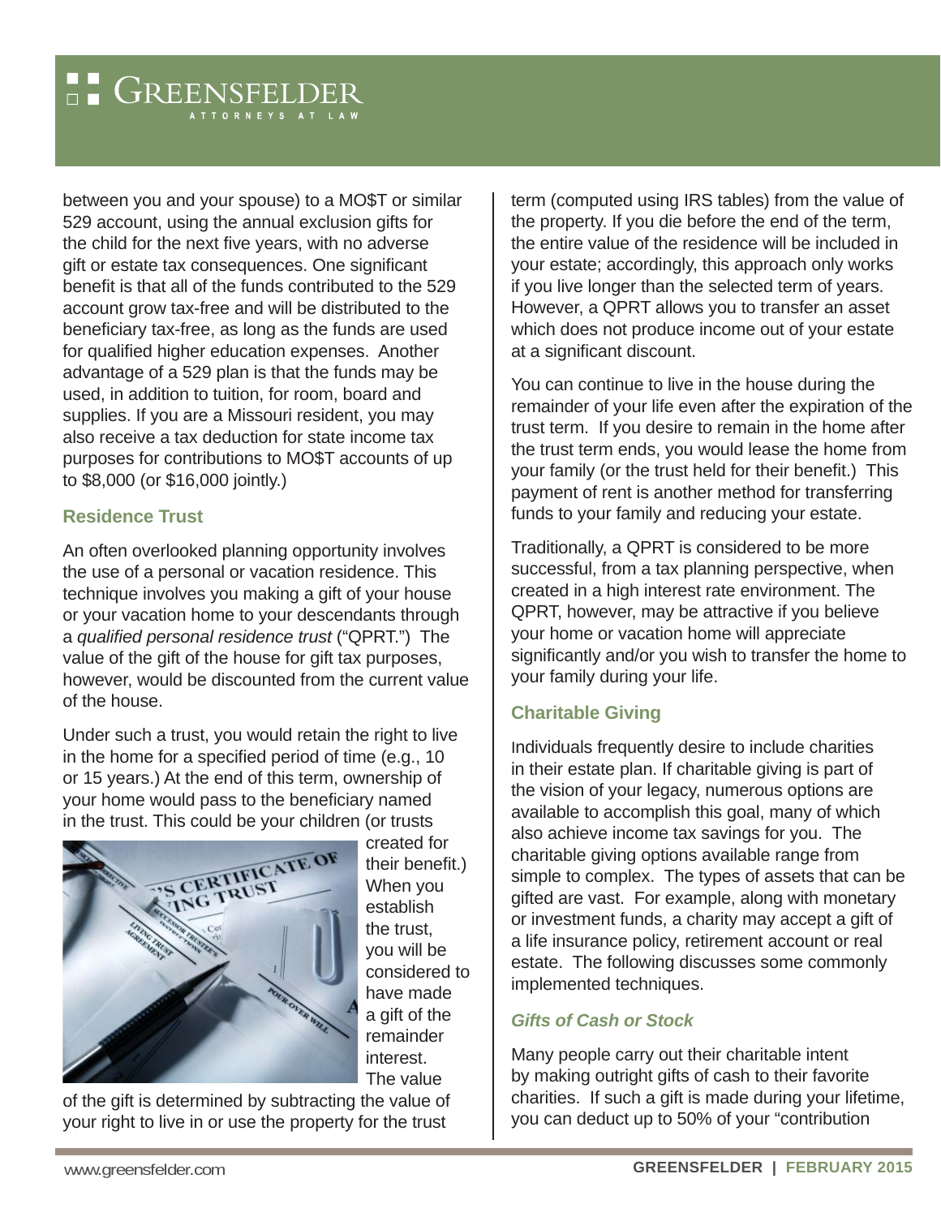between you and your spouse) to a MO$T or similar 529 account, using the annual exclusion gifts for the child for the next five years, with no adverse gift or estate tax consequences. One significant benefit is that all of the funds contributed to the 529 account grow tax-free and will be distributed to the beneficiary tax-free, as long as the funds are used for qualified higher education expenses. Another advantage of a 529 plan is that the funds may be used, in addition to tuition, for room, board and supplies. If you are a Missouri resident, you may also receive a tax deduction for state income tax purposes for contributions to MO$T accounts of up to $8,000 (or $16,000 jointly.)

### Residence Trust

An often overlooked planning opportunity involves the use of a personal or vacation residence. This technique involves you making a gift of your house or your vacation home to your descendants through a *qualified personal residence trust* ("QPRT.") The value of the gift of the house for gift tax purposes, however, would be discounted from the current value of the house.

Under such a trust, you would retain the right to live in the home for a specified period of time (e.g., 10 or 15 years.) At the end of this term, ownership of your home would pass to the beneficiary named in the trust. This could be your children (or trusts created for their benefit.) When you establish the trust, you will be considered to have made a gift of the remainder interest. The value of the gift is determined by subtracting the value of your right to live in or use the property for the trust term (computed using IRS tables) from the value of the property. If you die before the end of the term, the entire value of the residence will be included in your estate; accordingly, this approach only works if you live longer than the selected term of years. However, a QPRT allows you to transfer an asset which does not produce income out of your estate at a significant discount.

You can continue to live in the house during the remainder of your life even after the expiration of the trust term. If you desire to remain in the home after the trust term ends, you would lease the home from your family (or the trust held for their benefit.) This payment of rent is another method for transferring funds to your family and reducing your estate.

Traditionally, a QPRT is considered to be more successful, from a tax planning perspective, when created in a high interest rate environment. The QPRT, however, may be attractive if you believe your home or vacation home will appreciate significantly and/or you wish to transfer the home to your family during your life.

### Charitable Giving

Individuals frequently desire to include charities in their estate plan. If charitable giving is part of the vision of your legacy, numerous options are available to accomplish this goal, many of which also achieve income tax savings for you. The charitable giving options available range from simple to complex. The types of assets that can be gifted are vast. For example, along with monetary or investment funds, a charity may accept a gift of a life insurance policy, retirement account or real estate. The following discusses some commonly implemented techniques.

#### *Gifts of Cash or Stock*

Many people carry out their charitable intent by making outright gifts of cash to their favorite charities. If such a gift is made during your lifetime, you can deduct up to 50% of your "contribution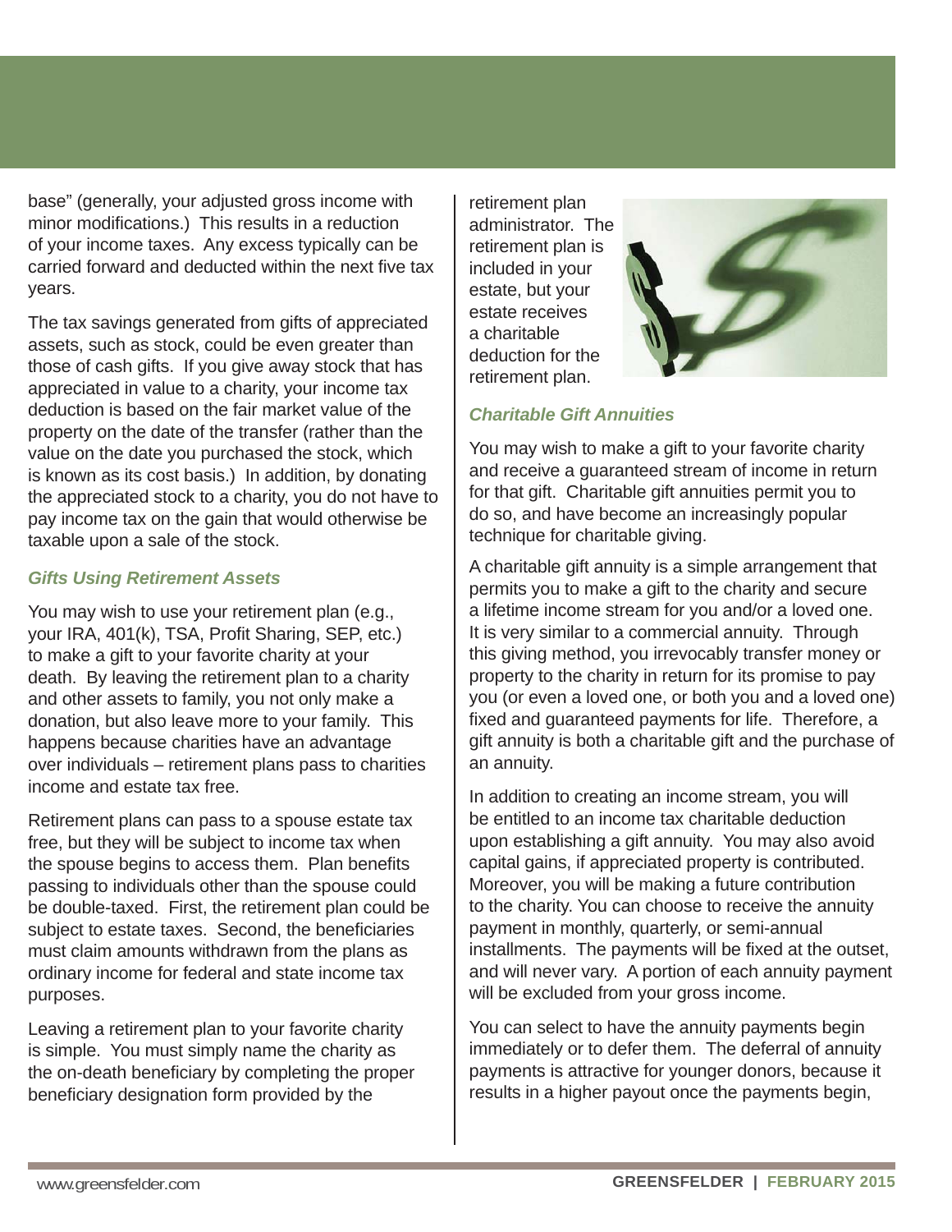base" (generally, your adjusted gross income with minor modifications.) This results in a reduction of your income taxes. Any excess typically can be carried forward and deducted within the next five tax years.

The tax savings generated from gifts of appreciated assets, such as stock, could be even greater than those of cash gifts. If you give away stock that has appreciated in value to a charity, your income tax deduction is based on the fair market value of the property on the date of the transfer (rather than the value on the date you purchased the stock, which is known as its cost basis.) In addition, by donating the appreciated stock to a charity, you do not have to pay income tax on the gain that would otherwise be taxable upon a sale of the stock.

### *Gifts Using Retirement Assets*

You may wish to use your retirement plan (e.g., your IRA, 401(k), TSA, Profit Sharing, SEP, etc.) to make a gift to your favorite charity at your death. By leaving the retirement plan to a charity and other assets to family, you not only make a donation, but also leave more to your family. This happens because charities have an advantage over individuals – retirement plans pass to charities income and estate tax free.

Retirement plans can pass to a spouse estate tax free, but they will be subject to income tax when the spouse begins to access them. Plan benefits passing to individuals other than the spouse could be double-taxed. First, the retirement plan could be subject to estate taxes. Second, the beneficiaries must claim amounts withdrawn from the plans as ordinary income for federal and state income tax purposes.

Leaving a retirement plan to your favorite charity is simple. You must simply name the charity as the on-death beneficiary by completing the proper beneficiary designation form provided by the retirement plan administrator. The retirement plan is included in your estate, but your estate receives a charitable deduction for the retirement plan.

### *Charitable Gift Annuities*

You may wish to make a gift to your favorite charity and receive a guaranteed stream of income in return for that gift. Charitable gift annuities permit you to do so, and have become an increasingly popular technique for charitable giving.

A charitable gift annuity is a simple arrangement that permits you to make a gift to the charity and secure a lifetime income stream for you and/or a loved one. It is very similar to a commercial annuity. Through this giving method, you irrevocably transfer money or property to the charity in return for its promise to pay you (or even a loved one, or both you and a loved one) fixed and guaranteed payments for life. Therefore, a gift annuity is both a charitable gift and the purchase of an annuity.

In addition to creating an income stream, you will be entitled to an income tax charitable deduction upon establishing a gift annuity. You may also avoid capital gains, if appreciated property is contributed. Moreover, you will be making a future contribution to the charity. You can choose to receive the annuity payment in monthly, quarterly, or semi-annual installments. The payments will be fixed at the outset, and will never vary. A portion of each annuity payment will be excluded from your gross income.

You can select to have the annuity payments begin immediately or to defer them. The deferral of annuity payments is attractive for younger donors, because it results in a higher payout once the payments begin,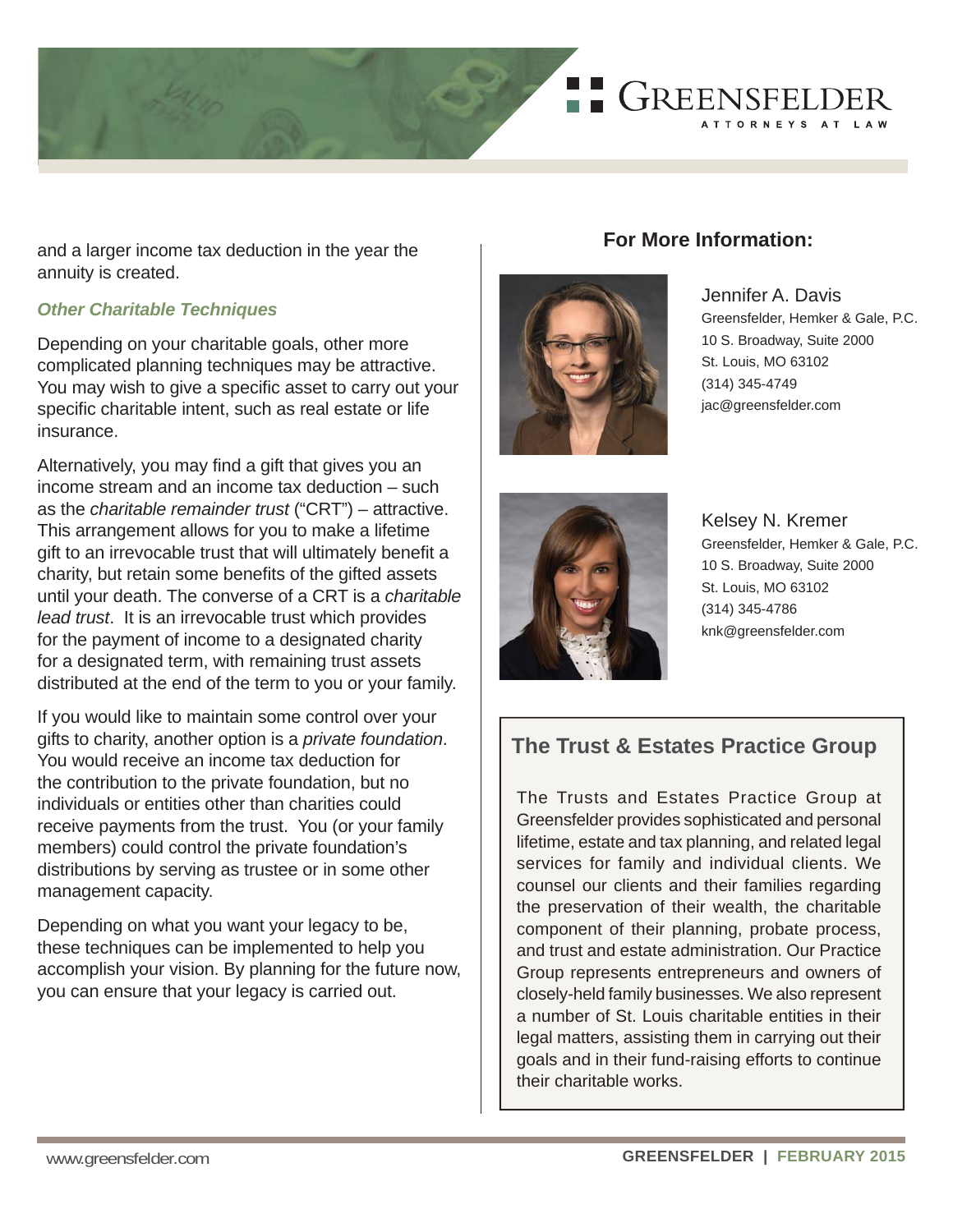and a larger income tax deduction in the year the annuity is created.

### *Other Charitable Techniques*

Depending on your charitable goals, other more complicated planning techniques may be attractive. You may wish to give a specific asset to carry out your specific charitable intent, such as real estate or life insurance.

Alternatively, you may find a gift that gives you an income stream and an income tax deduction – such as the *charitable remainder trust* ("CRT") – attractive. This arrangement allows for you to make a lifetime gift to an irrevocable trust that will ultimately benefit a charity, but retain some benefits of the gifted assets until your death. The converse of a CRT is a *charitable lead trust*. It is an irrevocable trust which provides for the payment of income to a designated charity for a designated term, with remaining trust assets distributed at the end of the term to you or your family.

If you would like to maintain some control over your gifts to charity, another option is a *private foundation*. You would receive an income tax deduction for the contribution to the private foundation, but no individuals or entities other than charities could receive payments from the trust. You (or your family members) could control the private foundation's distributions by serving as trustee or in some other management capacity.

Depending on what you want your legacy to be, these techniques can be implemented to help you accomplish your vision. By planning for the future now, you can ensure that your legacy is carried out.

## For More Information:

Jennifer A. Davis
Greensfelder, Hemker & Gale, P.C.
10 S. Broadway, Suite 2000
St. Louis, MO 63102
(314) 345-4749
jac@greensfelder.com

Kelsey N. Kremer
Greensfelder, Hemker & Gale, P.C.
10 S. Broadway, Suite 2000
St. Louis, MO 63102
(314) 345-4786
knk@greensfelder.com

## The Trust & Estates Practice Group

The Trusts and Estates Practice Group at Greensfelder provides sophisticated and personal lifetime, estate and tax planning, and related legal services for family and individual clients. We counsel our clients and their families regarding the preservation of their wealth, the charitable component of their planning, probate process, and trust and estate administration. Our Practice Group represents entrepreneurs and owners of closely-held family businesses. We also represent a number of St. Louis charitable entities in their legal matters, assisting them in carrying out their goals and in their fund-raising efforts to continue their charitable works.